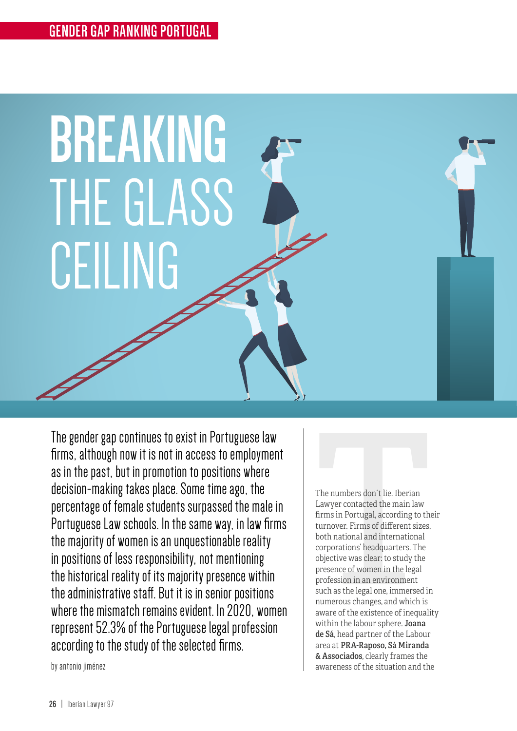# BREAKING THE GLASS CEILING

The gender gap continues to exist in Portuguese law firms, although now it is not in access to employment as in the past, but in promotion to positions where decision-making takes place. Some time ago, the percentage of female students surpassed the male in Portuguese Law schools. In the same way, in law firms the majority of women is an unquestionable reality in positions of less responsibility, not mentioning the historical reality of its majority presence within the administrative staff. But it is in senior positions where the mismatch remains evident. In 2020, women represent 52.3% of the Portuguese legal profession according to the study of the selected firms.

by antonio jiménez

The numbers don´t lie. Iberian Lawyer contacted the main law firms in Portugal, according to their turnover. Firms of different sizes, both national and international corporations' headquarters. The objective was clear: to study the presence of women in the legal profession in an environment such as the legal one, immersed in numerous changes, and which is aware of the existence of inequality within the labour sphere. **Joana de Sá**, head partner of the Labour area at **PRA-Raposo, Sá Miranda & Associados**, clearly frames the awareness of the situation and the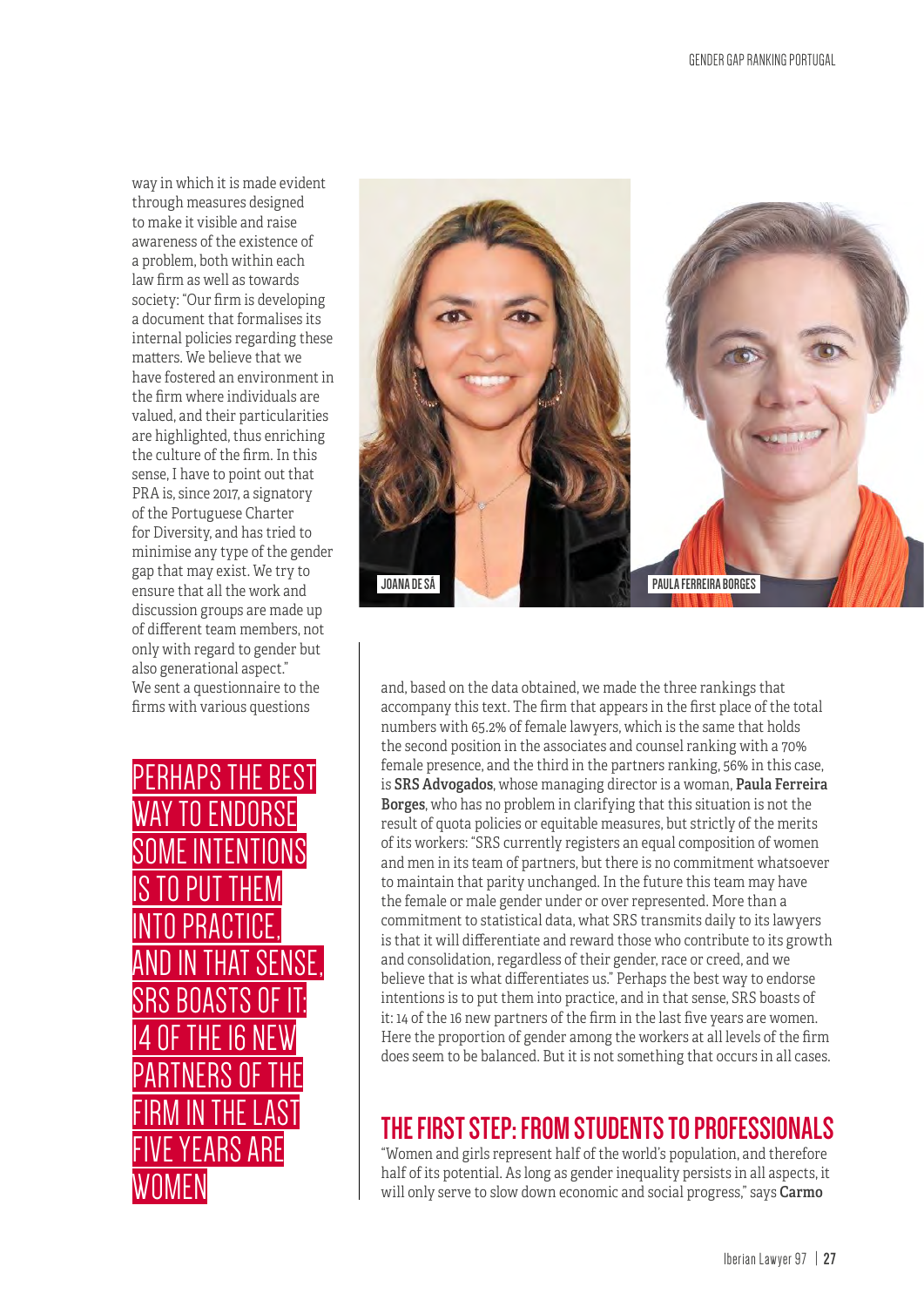way in which it is made evident through measures designed to make it visible and raise awareness of the existence of a problem, both within each law firm as well as towards society: "Our firm is developing a document that formalises its internal policies regarding these matters. We believe that we have fostered an environment in the firm where individuals are valued, and their particularities are highlighted, thus enriching the culture of the firm. In this sense, I have to point out that PRA is, since 2017, a signatory of the Portuguese Charter for Diversity, and has tried to minimise any type of the gender gap that may exist. We try to ensure that all the work and discussion groups are made up of different team members, not only with regard to gender but also generational aspect."

We sent a questionnaire to the firms with various questions and, based on the data obtained, we made the three rankings that accompany this text. The firm that appears in the first place of the total numbers with 65.2% of female lawyers, which is the same that holds the second position in the associates and counsel ranking with a 70% female presence, and the third in the partners ranking, 56% in this case, is **SRS Advogados**, whose managing director is a woman, **Paula Ferreira Borges**, who has no problem in clarifying that this situation is not the result of quota policies or equitable measures, but strictly of the merits of its workers: "SRS currently registers an equal composition of women and men in its team of partners, but there is no commitment whatsoever to maintain that parity unchanged. In the future this team may have the female or male gender under or over represented. More than a commitment to statistical data, what SRS transmits daily to its lawyers is that it will differentiate and reward those who contribute to its growth and consolidation, regardless of their gender, race or creed, and we believe that is what differentiates us." Perhaps the best way to endorse intentions is to put them into practice, and in that sense, SRS boasts of it: 14 of the 16 new partners of the firm in the last five years are women. Here the proportion of gender among the workers at all levels of the firm does seem to be balanced. But it is not something that occurs in all cases.

PERHAPS THE BEST WAY TO ENDORSE SOME INTENTIONS IS TO PUT THEM INTO PRACTICE, AND IN THAT SENSE, SRS BOASTS OF IT: 14 OF THE 16 NEW PARTNERS OF THE FIRM IN THE LAST FIVE YEARS ARE WOMEN

JOANA DE SÁ

PAULA FERREIRA BORGES

## THE FIRST STEP: FROM STUDENTS TO PROFESSIONALS

"Women and girls represent half of the world's population, and therefore half of its potential. As long as gender inequality persists in all aspects, it will only serve to slow down economic and social progress," says **Carmo**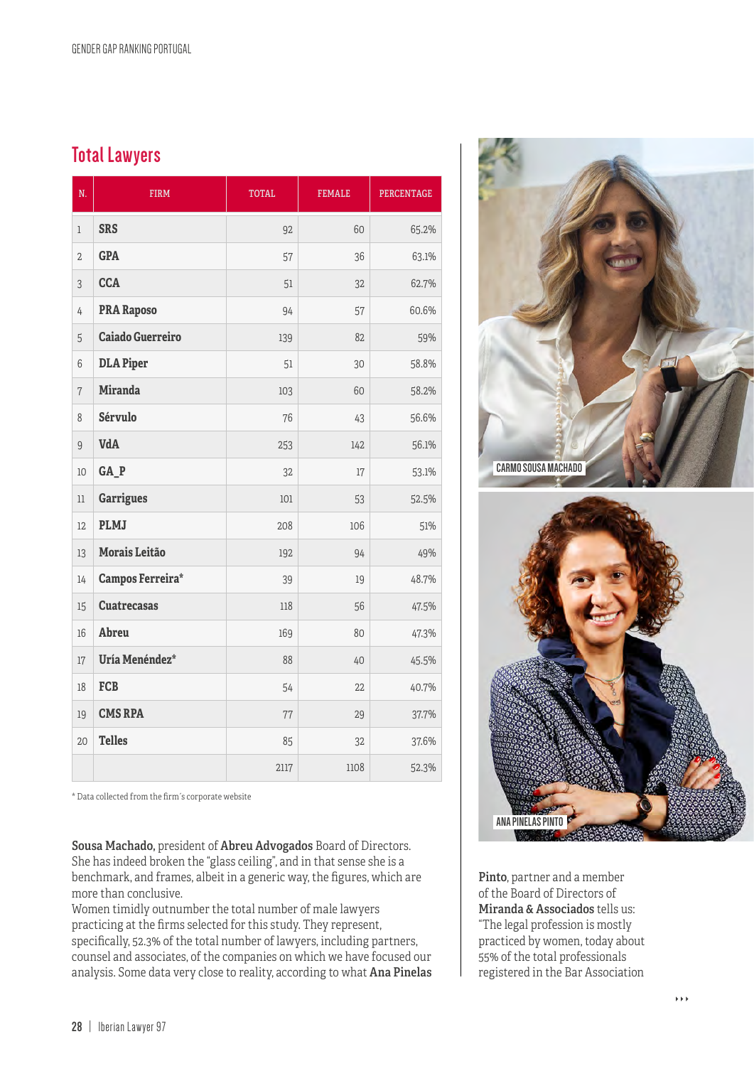## Total Lawyers

| N. | FIRM | TOTAL | FEMALE | PERCENTAGE |
|---|---|---|---|---|
| 1 | **SRS** | 92 | 60 | 65.2% |
| 2 | **GPA** | 57 | 36 | 63.1% |
| 3 | **CCA** | 51 | 32 | 62.7% |
| 4 | **PRA Raposo** | 94 | 57 | 60.6% |
| 5 | **Caiado Guerreiro** | 139 | 82 | 59% |
| 6 | **DLA Piper** | 51 | 30 | 58.8% |
| 7 | **Miranda** | 103 | 60 | 58.2% |
| 8 | **Sérvulo** | 76 | 43 | 56.6% |
| 9 | **VdA** | 253 | 142 | 56.1% |
| 10 | **GA_P** | 32 | 17 | 53.1% |
| 11 | **Garrigues** | 101 | 53 | 52.5% |
| 12 | **PLMJ** | 208 | 106 | 51% |
| 13 | **Morais Leitão** | 192 | 94 | 49% |
| 14 | **Campos Ferreira*** | 39 | 19 | 48.7% |
| 15 | **Cuatrecasas** | 118 | 56 | 47.5% |
| 16 | **Abreu** | 169 | 80 | 47.3% |
| 17 | **Uría Menéndez*** | 88 | 40 | 45.5% |
| 18 | **FCB** | 54 | 22 | 40.7% |
| 19 | **CMS RPA** | 77 | 29 | 37.7% |
| 20 | **Telles** | 85 | 32 | 37.6% |
| | | 2117 | 1108 | 52.3% |

* Data collected from the firm´s corporate website

CARMO SOUSA MACHADO

ANA PINELAS PINTO

**Sousa Machado,** president of **Abreu Advogados** Board of Directors. She has indeed broken the "glass ceiling", and in that sense she is a benchmark, and frames, albeit in a generic way, the figures, which are more than conclusive.
Women timidly outnumber the total number of male lawyers practicing at the firms selected for this study. They represent, specifically, 52.3% of the total number of lawyers, including partners, counsel and associates, of the companies on which we have focused our analysis. Some data very close to reality, according to what **Ana Pinelas Pinto**, partner and a member of the Board of Directors of **Miranda & Associados** tells us: "The legal profession is mostly practiced by women, today about 55% of the total professionals registered in the Bar Association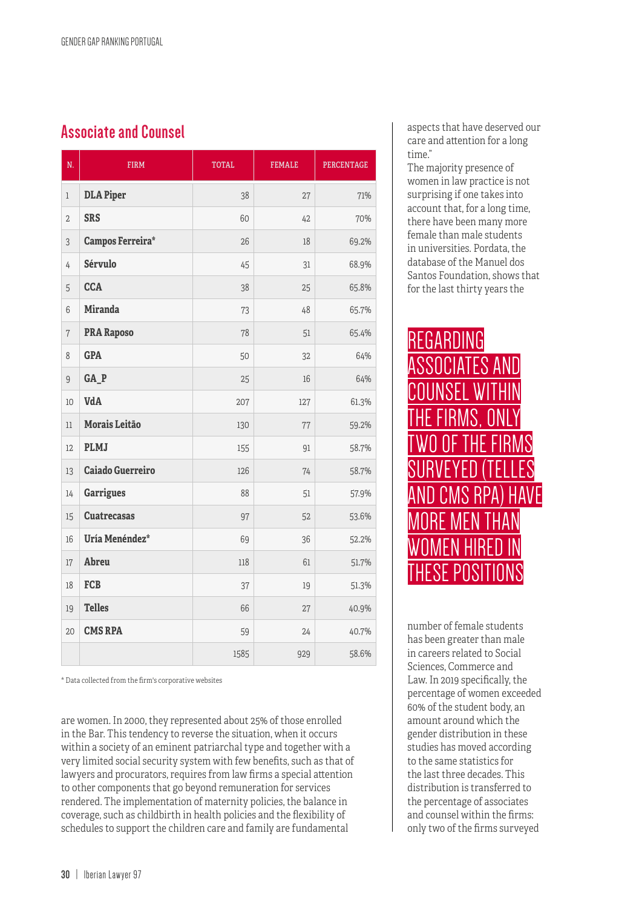## Associate and Counsel

| N. | FIRM | TOTAL | FEMALE | PERCENTAGE |
|---|---|---|---|---|
| 1 | **DLA Piper** | 38 | 27 | 71% |
| 2 | **SRS** | 60 | 42 | 70% |
| 3 | **Campos Ferreira*** | 26 | 18 | 69.2% |
| 4 | **Sérvulo** | 45 | 31 | 68.9% |
| 5 | **CCA** | 38 | 25 | 65.8% |
| 6 | **Miranda** | 73 | 48 | 65.7% |
| 7 | **PRA Raposo** | 78 | 51 | 65.4% |
| 8 | **GPA** | 50 | 32 | 64% |
| 9 | **GA_P** | 25 | 16 | 64% |
| 10 | **VdA** | 207 | 127 | 61.3% |
| 11 | **Morais Leitão** | 130 | 77 | 59.2% |
| 12 | **PLMJ** | 155 | 91 | 58.7% |
| 13 | **Caiado Guerreiro** | 126 | 74 | 58.7% |
| 14 | **Garrigues** | 88 | 51 | 57.9% |
| 15 | **Cuatrecasas** | 97 | 52 | 53.6% |
| 16 | **Uría Menéndez*** | 69 | 36 | 52.2% |
| 17 | **Abreu** | 118 | 61 | 51.7% |
| 18 | **FCB** | 37 | 19 | 51.3% |
| 19 | **Telles** | 66 | 27 | 40.9% |
| 20 | **CMS RPA** | 59 | 24 | 40.7% |
| | | 1585 | 929 | 58.6% |

\* Data collected from the firm's corporative websites

are women. In 2000, they represented about 25% of those enrolled in the Bar. This tendency to reverse the situation, when it occurs within a society of an eminent patriarchal type and together with a very limited social security system with few benefits, such as that of lawyers and procurators, requires from law firms a special attention to other components that go beyond remuneration for services rendered. The implementation of maternity policies, the balance in coverage, such as childbirth in health policies and the flexibility of schedules to support the children care and family are fundamental aspects that have deserved our care and attention for a long time."

The majority presence of women in law practice is not surprising if one takes into account that, for a long time, there have been many more female than male students in universities. Pordata, the database of the Manuel dos Santos Foundation, shows that for the last thirty years the number of female students has been greater than male in careers related to Social Sciences, Commerce and Law. In 2019 specifically, the percentage of women exceeded 60% of the student body, an amount around which the gender distribution in these studies has moved according to the same statistics for the last three decades. This distribution is transferred to the percentage of associates and counsel within the firms: only two of the firms surveyed

REGARDING ASSOCIATES AND COUNSEL WITHIN THE FIRMS, ONLY TWO OF THE FIRMS SURVEYED (TELLES AND CMS RPA) HAVE MORE MEN THAN WOMEN HIRED IN THESE POSITIONS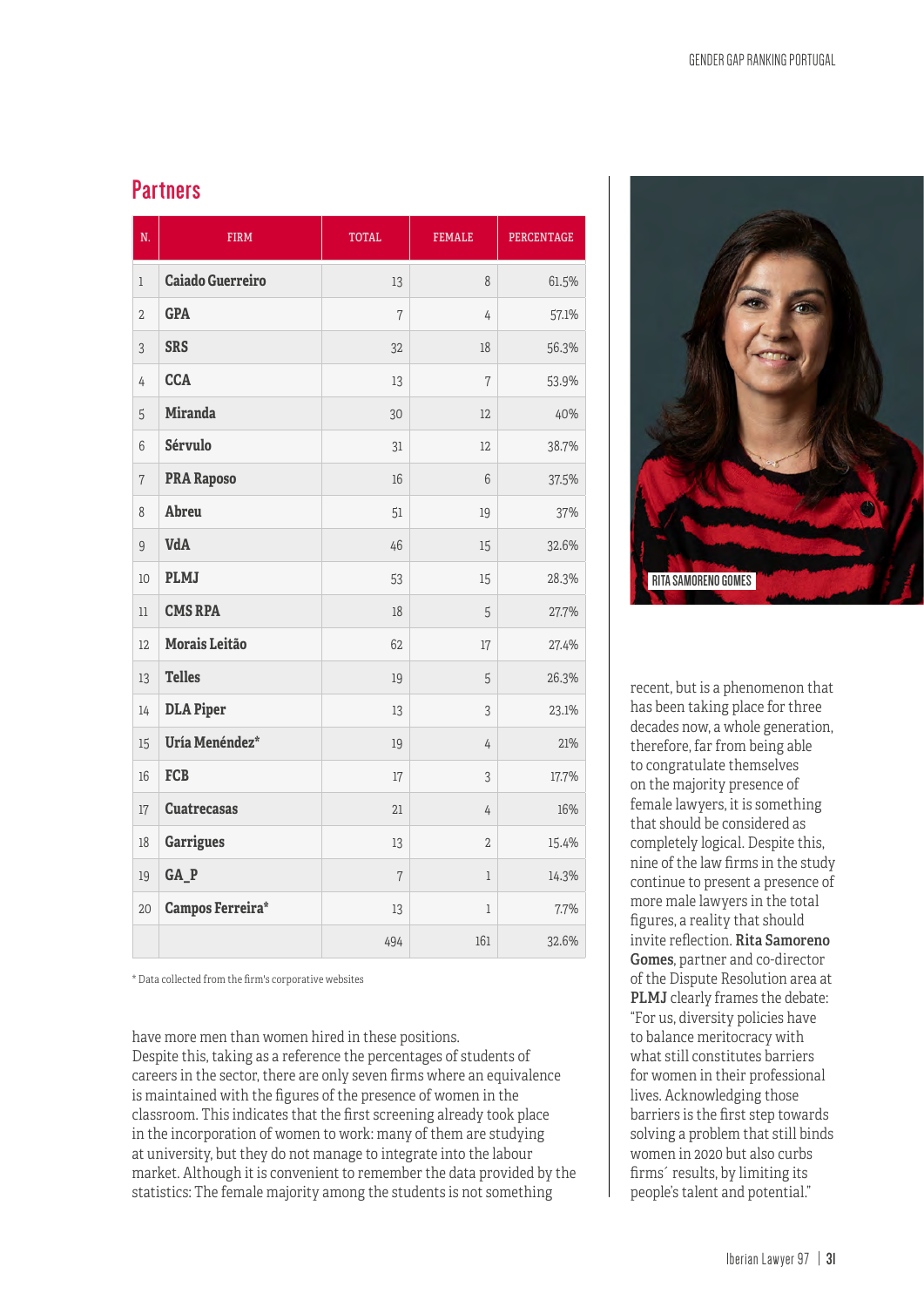## Partners

| N. | FIRM | TOTAL | FEMALE | PERCENTAGE |
|---|---|---|---|---|
| 1 | **Caiado Guerreiro** | 13 | 8 | 61.5% |
| 2 | **GPA** | 7 | 4 | 57.1% |
| 3 | **SRS** | 32 | 18 | 56.3% |
| 4 | **CCA** | 13 | 7 | 53.9% |
| 5 | **Miranda** | 30 | 12 | 40% |
| 6 | **Sérvulo** | 31 | 12 | 38.7% |
| 7 | **PRA Raposo** | 16 | 6 | 37.5% |
| 8 | **Abreu** | 51 | 19 | 37% |
| 9 | **VdA** | 46 | 15 | 32.6% |
| 10 | **PLMJ** | 53 | 15 | 28.3% |
| 11 | **CMS RPA** | 18 | 5 | 27.7% |
| 12 | **Morais Leitão** | 62 | 17 | 27.4% |
| 13 | **Telles** | 19 | 5 | 26.3% |
| 14 | **DLA Piper** | 13 | 3 | 23.1% |
| 15 | **Uría Menéndez*** | 19 | 4 | 21% |
| 16 | **FCB** | 17 | 3 | 17.7% |
| 17 | **Cuatrecasas** | 21 | 4 | 16% |
| 18 | **Garrigues** | 13 | 2 | 15.4% |
| 19 | **GA_P** | 7 | 1 | 14.3% |
| 20 | **Campos Ferreira*** | 13 | 1 | 7.7% |
| | | 494 | 161 | 32.6% |

\* Data collected from the firm's corporative websites

have more men than women hired in these positions. Despite this, taking as a reference the percentages of students of careers in the sector, there are only seven firms where an equivalence is maintained with the figures of the presence of women in the classroom. This indicates that the first screening already took place in the incorporation of women to work: many of them are studying at university, but they do not manage to integrate into the labour market. Although it is convenient to remember the data provided by the statistics: The female majority among the students is not something recent, but is a phenomenon that has been taking place for three decades now, a whole generation, therefore, far from being able to congratulate themselves on the majority presence of female lawyers, it is something that should be considered as completely logical. Despite this, nine of the law firms in the study continue to present a presence of more male lawyers in the total figures, a reality that should invite reflection. **Rita Samoreno Gomes**, partner and co-director of the Dispute Resolution area at **PLMJ** clearly frames the debate: "For us, diversity policies have to balance meritocracy with what still constitutes barriers for women in their professional lives. Acknowledging those barriers is the first step towards solving a problem that still binds women in 2020 but also curbs firms´ results, by limiting its people's talent and potential."

RITA SAMORENO GOMES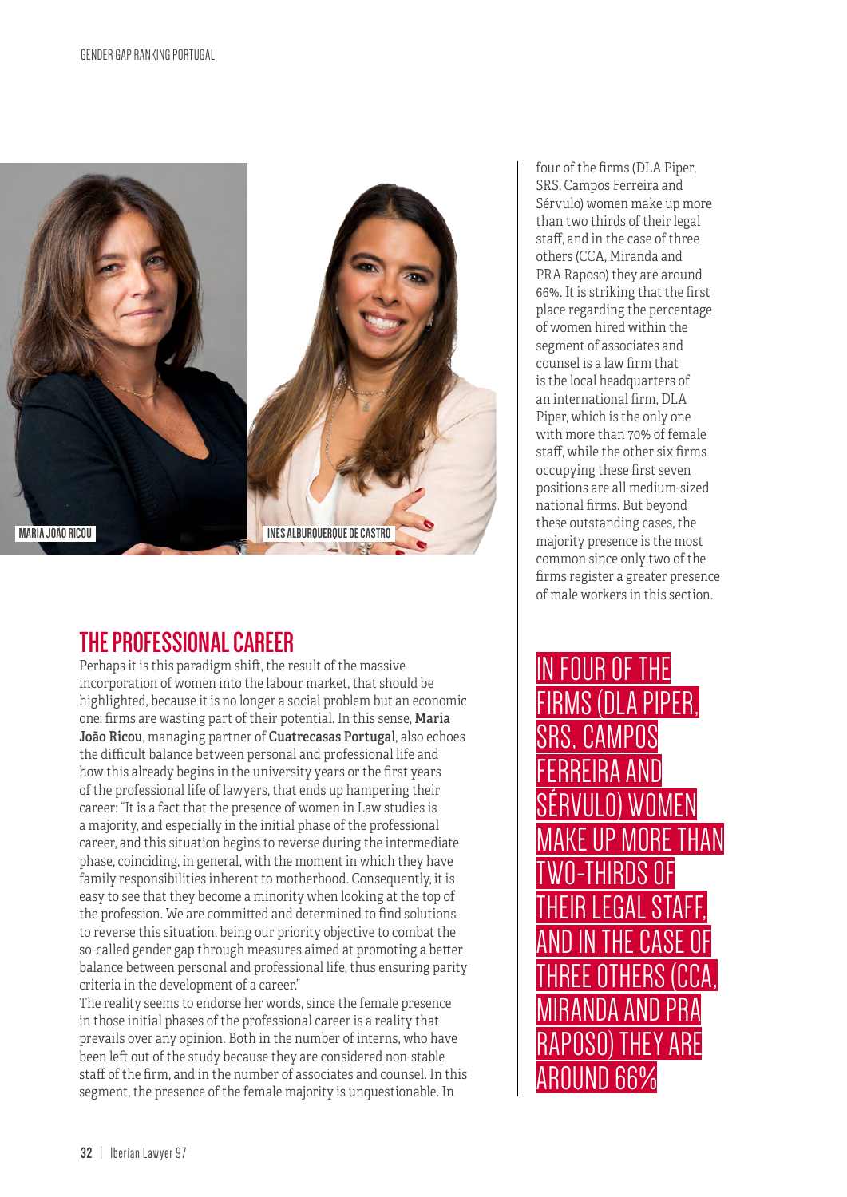MARIA JOÃO RICOU

INÉS ALBURQUERQUE DE CASTRO

## THE PROFESSIONAL CAREER

Perhaps it is this paradigm shift, the result of the massive incorporation of women into the labour market, that should be highlighted, because it is no longer a social problem but an economic one: firms are wasting part of their potential. In this sense, **Maria João Ricou**, managing partner of **Cuatrecasas Portugal**, also echoes the difficult balance between personal and professional life and how this already begins in the university years or the first years of the professional life of lawyers, that ends up hampering their career: "It is a fact that the presence of women in Law studies is a majority, and especially in the initial phase of the professional career, and this situation begins to reverse during the intermediate phase, coinciding, in general, with the moment in which they have family responsibilities inherent to motherhood. Consequently, it is easy to see that they become a minority when looking at the top of the profession. We are committed and determined to find solutions to reverse this situation, being our priority objective to combat the so-called gender gap through measures aimed at promoting a better balance between personal and professional life, thus ensuring parity criteria in the development of a career."

The reality seems to endorse her words, since the female presence in those initial phases of the professional career is a reality that prevails over any opinion. Both in the number of interns, who have been left out of the study because they are considered non-stable staff of the firm, and in the number of associates and counsel. In this segment, the presence of the female majority is unquestionable. In four of the firms (DLA Piper, SRS, Campos Ferreira and Sérvulo) women make up more than two thirds of their legal staff, and in the case of three others (CCA, Miranda and PRA Raposo) they are around 66%. It is striking that the first place regarding the percentage of women hired within the segment of associates and counsel is a law firm that is the local headquarters of an international firm, DLA Piper, which is the only one with more than 70% of female staff, while the other six firms occupying these first seven positions are all medium-sized national firms. But beyond these outstanding cases, the majority presence is the most common since only two of the firms register a greater presence of male workers in this section.

> IN FOUR OF THE FIRMS (DLA PIPER, SRS, CAMPOS FERREIRA AND SÉRVULO) WOMEN MAKE UP MORE THAN TWO-THIRDS OF THEIR LEGAL STAFF, AND IN THE CASE OF THREE OTHERS (CCA, MIRANDA AND PRA RAPOSO) THEY ARE AROUND 66%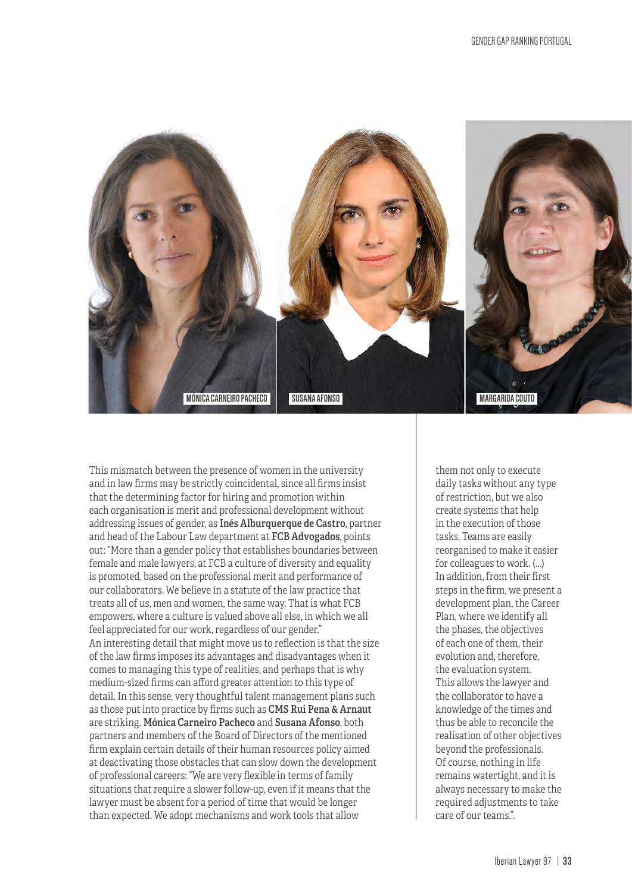MÓNICA CARNEIRO PACHECO

SUSANA AFONSO

MARGARIDA COUTO

This mismatch between the presence of women in the university and in law firms may be strictly coincidental, since all firms insist that the determining factor for hiring and promotion within each organisation is merit and professional development without addressing issues of gender, as **Inés Alburquerque de Castro**, partner and head of the Labour Law department at **FCB Advogados**, points out: "More than a gender policy that establishes boundaries between female and male lawyers, at FCB a culture of diversity and equality is promoted, based on the professional merit and performance of our collaborators. We believe in a statute of the law practice that treats all of us, men and women, the same way. That is what FCB empowers, where a culture is valued above all else, in which we all feel appreciated for our work, regardless of our gender."

An interesting detail that might move us to reflection is that the size of the law firms imposes its advantages and disadvantages when it comes to managing this type of realities, and perhaps that is why medium-sized firms can afford greater attention to this type of detail. In this sense, very thoughtful talent management plans such as those put into practice by firms such as **CMS Rui Pena & Arnaut** are striking. **Mónica Carneiro Pacheco** and **Susana Afonso**, both partners and members of the Board of Directors of the mentioned firm explain certain details of their human resources policy aimed at deactivating those obstacles that can slow down the development of professional careers: "We are very flexible in terms of family situations that require a slower follow-up, even if it means that the lawyer must be absent for a period of time that would be longer than expected. We adopt mechanisms and work tools that allow them not only to execute daily tasks without any type of restriction, but we also create systems that help in the execution of those tasks. Teams are easily reorganised to make it easier for colleagues to work. (...) In addition, from their first steps in the firm, we present a development plan, the Career Plan, where we identify all the phases, the objectives of each one of them, their evolution and, therefore, the evaluation system. This allows the lawyer and the collaborator to have a knowledge of the times and thus be able to reconcile the realisation of other objectives beyond the professionals. Of course, nothing in life remains watertight, and it is always necessary to make the required adjustments to take care of our teams.".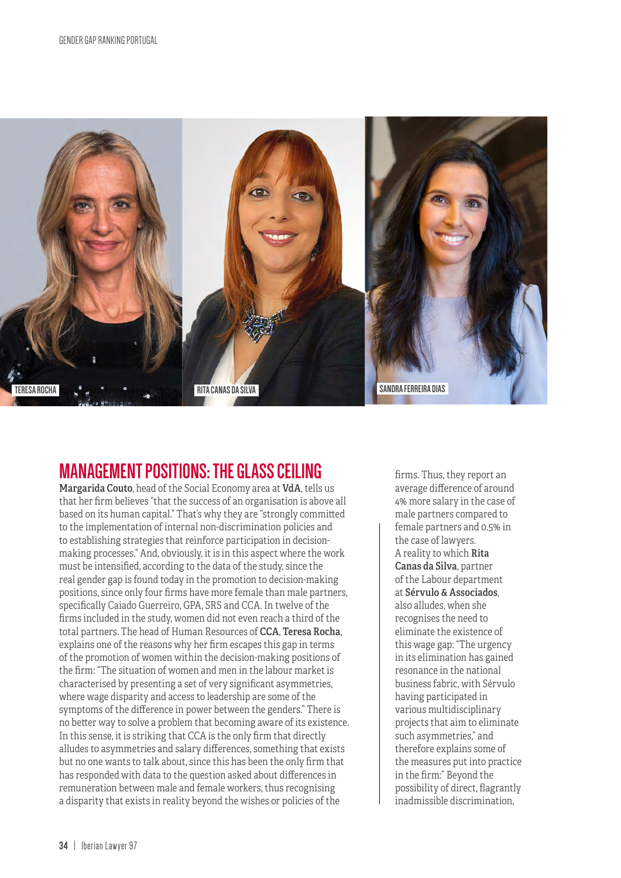TERESA ROCHA

RITA CANAS DA SILVA

SANDRA FERREIRA DIAS

## MANAGEMENT POSITIONS: THE GLASS CEILING

**Margarida Couto**, head of the Social Economy area at **VdA**, tells us that her firm believes "that the success of an organisation is above all based on its human capital." That's why they are "strongly committed to the implementation of internal non-discrimination policies and to establishing strategies that reinforce participation in decision-making processes." And, obviously, it is in this aspect where the work must be intensified, according to the data of the study, since the real gender gap is found today in the promotion to decision-making positions, since only four firms have more female than male partners, specifically Caiado Guerreiro, GPA, SRS and CCA. In twelve of the firms included in the study, women did not even reach a third of the total partners. The head of Human Resources of **CCA**, **Teresa Rocha**, explains one of the reasons why her firm escapes this gap in terms of the promotion of women within the decision-making positions of the firm: "The situation of women and men in the labour market is characterised by presenting a set of very significant asymmetries, where wage disparity and access to leadership are some of the symptoms of the difference in power between the genders." There is no better way to solve a problem that becoming aware of its existence. In this sense, it is striking that CCA is the only firm that directly alludes to asymmetries and salary differences, something that exists but no one wants to talk about, since this has been the only firm that has responded with data to the question asked about differences in remuneration between male and female workers, thus recognising a disparity that exists in reality beyond the wishes or policies of the firms. Thus, they report an average difference of around 4% more salary in the case of male partners compared to female partners and 0.5% in the case of lawyers.

A reality to which **Rita Canas da Silva**, partner of the Labour department at **Sérvulo & Associados**, also alludes, when she recognises the need to eliminate the existence of this wage gap: "The urgency in its elimination has gained resonance in the national business fabric, with Sérvulo having participated in various multidisciplinary projects that aim to eliminate such asymmetries," and therefore explains some of the measures put into practice in the firm:" Beyond the possibility of direct, flagrantly inadmissible discrimination,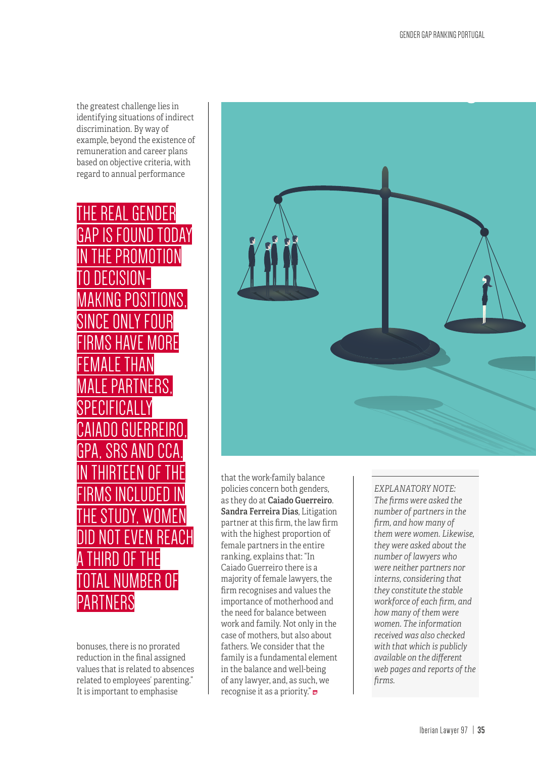the greatest challenge lies in identifying situations of indirect discrimination. By way of example, beyond the existence of remuneration and career plans based on objective criteria, with regard to annual performance bonuses, there is no prorated reduction in the final assigned values that is related to absences related to employees' parenting." It is important to emphasise that the work-family balance policies concern both genders, as they do at **Caiado Guerreiro**. **Sandra Ferreira Dias**, Litigation partner at this firm, the law firm with the highest proportion of female partners in the entire ranking, explains that: "In Caiado Guerreiro there is a majority of female lawyers, the firm recognises and values the importance of motherhood and the need for balance between work and family. Not only in the case of mothers, but also about fathers. We consider that the family is a fundamental element in the balance and well-being of any lawyer, and, as such, we recognise it as a priority."

## THE REAL GENDER GAP IS FOUND TODAY IN THE PROMOTION TO DECISION-MAKING POSITIONS, SINCE ONLY FOUR FIRMS HAVE MORE FEMALE THAN MALE PARTNERS, SPECIFICALLY CAIADO GUERREIRO, GPA, SRS AND CCA. IN THIRTEEN OF THE FIRMS INCLUDED IN THE STUDY, WOMEN DID NOT EVEN REACH A THIRD OF THE TOTAL NUMBER OF PARTNERS

*EXPLANATORY NOTE: The firms were asked the number of partners in the firm, and how many of them were women. Likewise, they were asked about the number of lawyers who were neither partners nor interns, considering that they constitute the stable workforce of each firm, and how many of them were women. The information received was also checked with that which is publicly available on the different web pages and reports of the firms.*